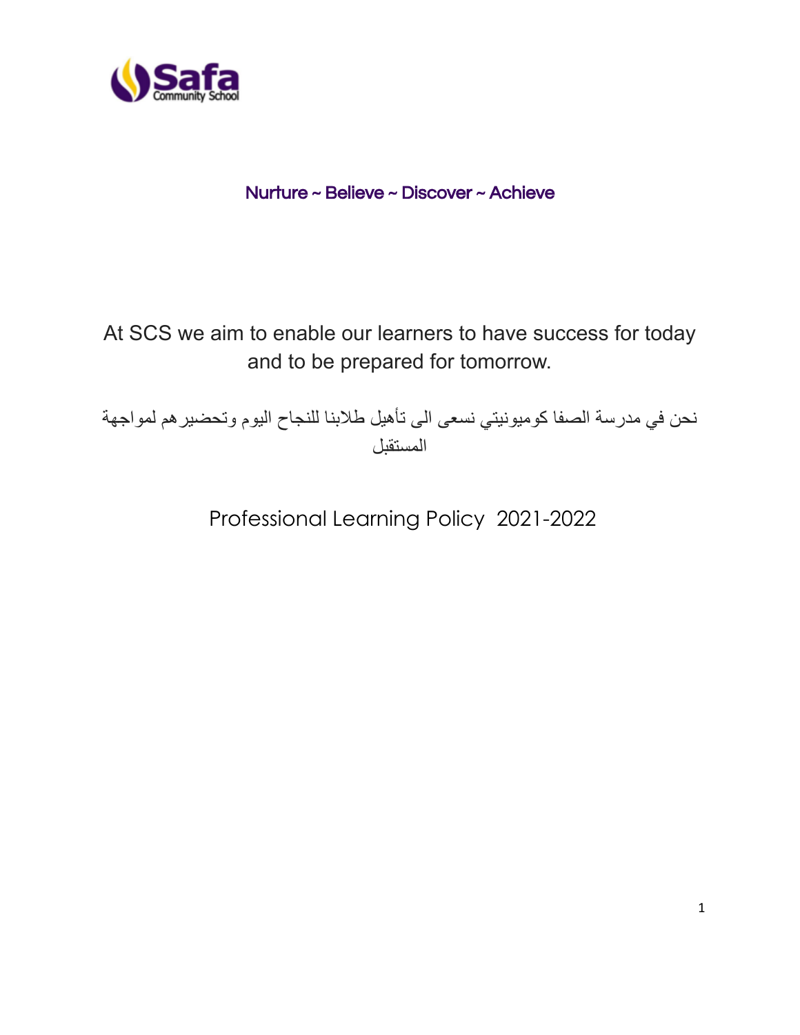Safa Community School

Nurture ~ Believe ~ Discover ~ Achieve

At SCS we aim to enable our learners to have success for today and to be prepared for tomorrow.

نحن في مدرسة الصفا كوميونيتي نسعى الى تأهيل طلابنا للنجاح اليوم وتحضيرهم لمواجهة المستقبل

# Professional Learning Policy 2021-2022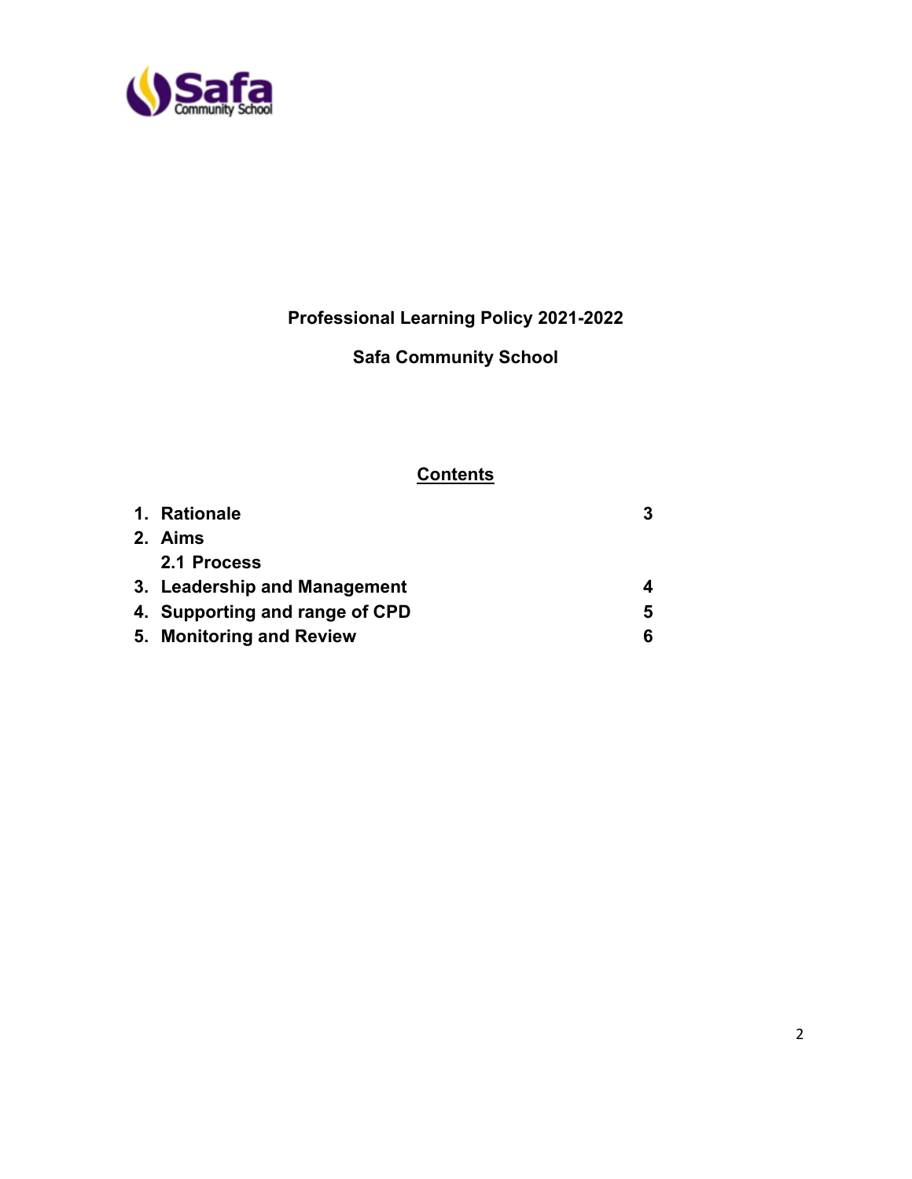**Professional Learning Policy 2021-2022**

**Safa Community School**

## Contents

| | |
|---|---|
| **1. Rationale** | **3** |
| **2. Aims** | |
| **2.1 Process** | |
| **3. Leadership and Management** | **4** |
| **4. Supporting and range of CPD** | **5** |
| **5. Monitoring and Review** | **6** |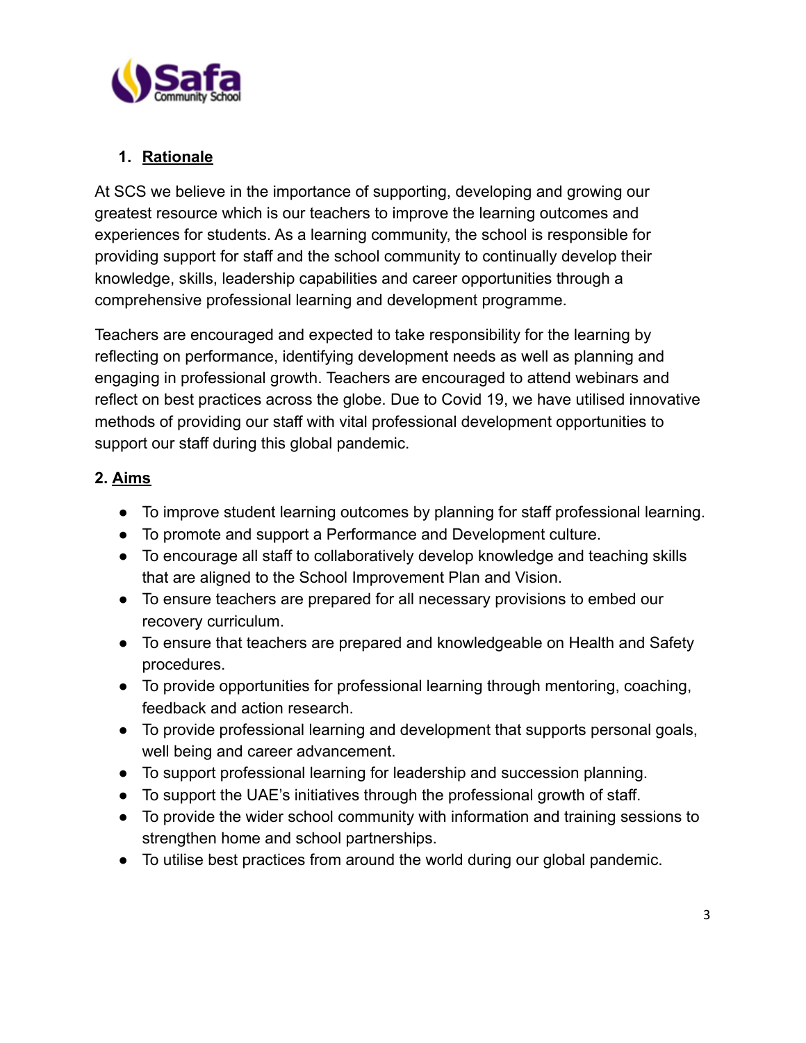## 1. Rationale

At SCS we believe in the importance of supporting, developing and growing our greatest resource which is our teachers to improve the learning outcomes and experiences for students. As a learning community, the school is responsible for providing support for staff and the school community to continually develop their knowledge, skills, leadership capabilities and career opportunities through a comprehensive professional learning and development programme.

Teachers are encouraged and expected to take responsibility for the learning by reflecting on performance, identifying development needs as well as planning and engaging in professional growth. Teachers are encouraged to attend webinars and reflect on best practices across the globe. Due to Covid 19, we have utilised innovative methods of providing our staff with vital professional development opportunities to support our staff during this global pandemic.

## 2. Aims

- To improve student learning outcomes by planning for staff professional learning.
- To promote and support a Performance and Development culture.
- To encourage all staff to collaboratively develop knowledge and teaching skills that are aligned to the School Improvement Plan and Vision.
- To ensure teachers are prepared for all necessary provisions to embed our recovery curriculum.
- To ensure that teachers are prepared and knowledgeable on Health and Safety procedures.
- To provide opportunities for professional learning through mentoring, coaching, feedback and action research.
- To provide professional learning and development that supports personal goals, well being and career advancement.
- To support professional learning for leadership and succession planning.
- To support the UAE's initiatives through the professional growth of staff.
- To provide the wider school community with information and training sessions to strengthen home and school partnerships.
- To utilise best practices from around the world during our global pandemic.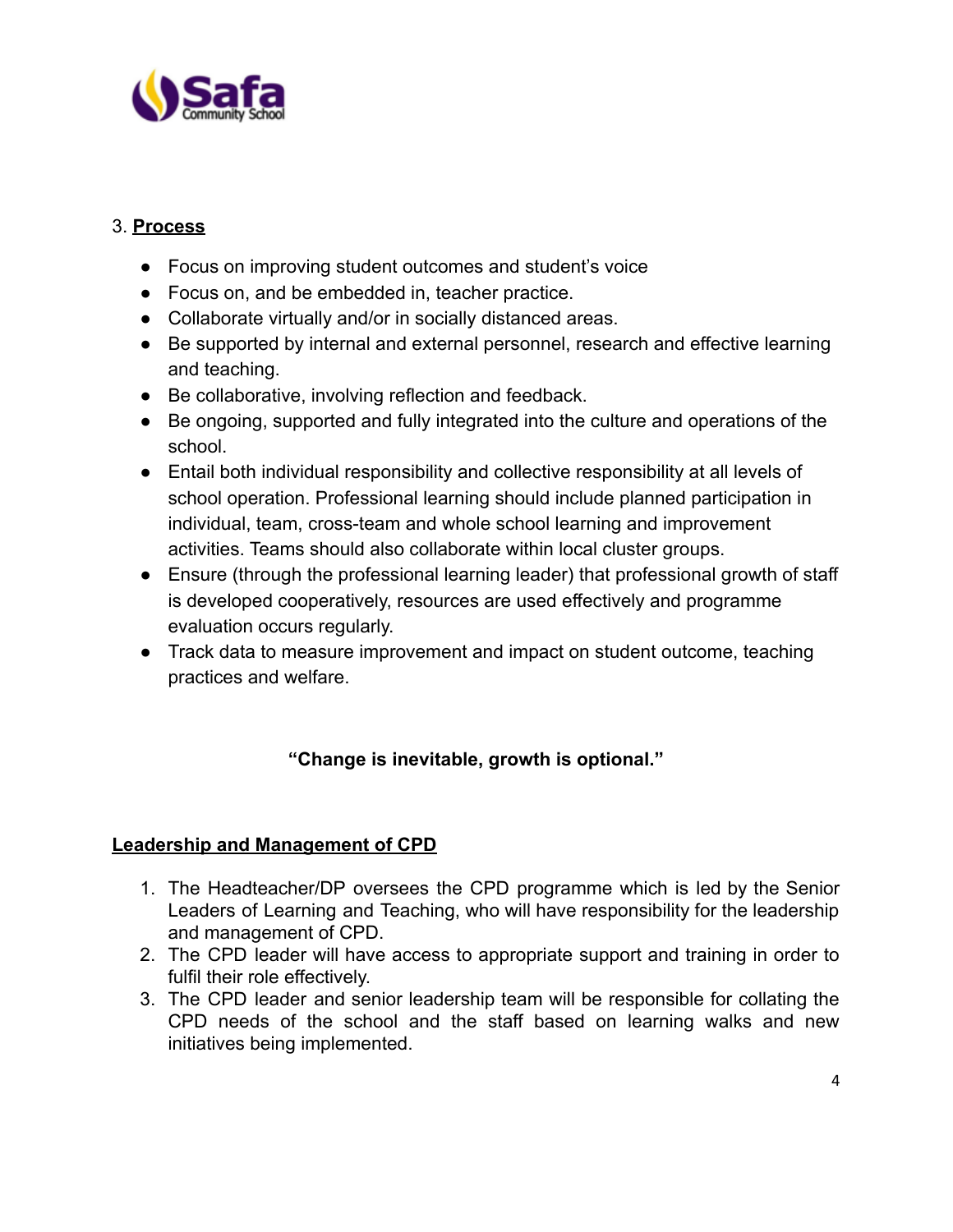3. **Process**

- Focus on improving student outcomes and student's voice
- Focus on, and be embedded in, teacher practice.
- Collaborate virtually and/or in socially distanced areas.
- Be supported by internal and external personnel, research and effective learning and teaching.
- Be collaborative, involving reflection and feedback.
- Be ongoing, supported and fully integrated into the culture and operations of the school.
- Entail both individual responsibility and collective responsibility at all levels of school operation. Professional learning should include planned participation in individual, team, cross-team and whole school learning and improvement activities. Teams should also collaborate within local cluster groups.
- Ensure (through the professional learning leader) that professional growth of staff is developed cooperatively, resources are used effectively and programme evaluation occurs regularly.
- Track data to measure improvement and impact on student outcome, teaching practices and welfare.

**"Change is inevitable, growth is optional."**

**Leadership and Management of CPD**

1. The Headteacher/DP oversees the CPD programme which is led by the Senior Leaders of Learning and Teaching, who will have responsibility for the leadership and management of CPD.
2. The CPD leader will have access to appropriate support and training in order to fulfil their role effectively.
3. The CPD leader and senior leadership team will be responsible for collating the CPD needs of the school and the staff based on learning walks and new initiatives being implemented.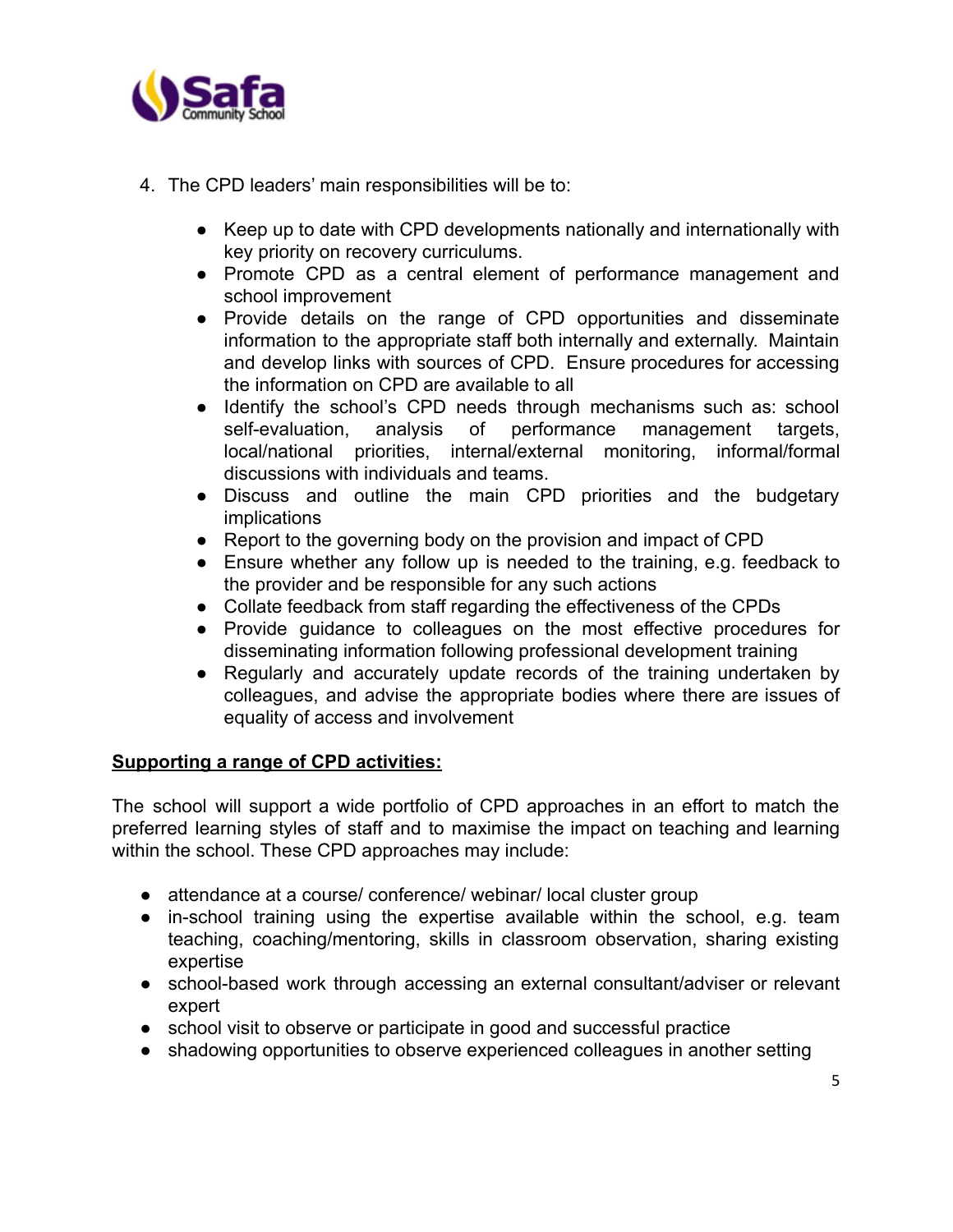4. The CPD leaders' main responsibilities will be to:

    - Keep up to date with CPD developments nationally and internationally with key priority on recovery curriculums.
    - Promote CPD as a central element of performance management and school improvement
    - Provide details on the range of CPD opportunities and disseminate information to the appropriate staff both internally and externally. Maintain and develop links with sources of CPD. Ensure procedures for accessing the information on CPD are available to all
    - Identify the school's CPD needs through mechanisms such as: school self-evaluation, analysis of performance management targets, local/national priorities, internal/external monitoring, informal/formal discussions with individuals and teams.
    - Discuss and outline the main CPD priorities and the budgetary implications
    - Report to the governing body on the provision and impact of CPD
    - Ensure whether any follow up is needed to the training, e.g. feedback to the provider and be responsible for any such actions
    - Collate feedback from staff regarding the effectiveness of the CPDs
    - Provide guidance to colleagues on the most effective procedures for disseminating information following professional development training
    - Regularly and accurately update records of the training undertaken by colleagues, and advise the appropriate bodies where there are issues of equality of access and involvement

**Supporting a range of CPD activities:**

The school will support a wide portfolio of CPD approaches in an effort to match the preferred learning styles of staff and to maximise the impact on teaching and learning within the school. These CPD approaches may include:

- attendance at a course/ conference/ webinar/ local cluster group
- in-school training using the expertise available within the school, e.g. team teaching, coaching/mentoring, skills in classroom observation, sharing existing expertise
- school-based work through accessing an external consultant/adviser or relevant expert
- school visit to observe or participate in good and successful practice
- shadowing opportunities to observe experienced colleagues in another setting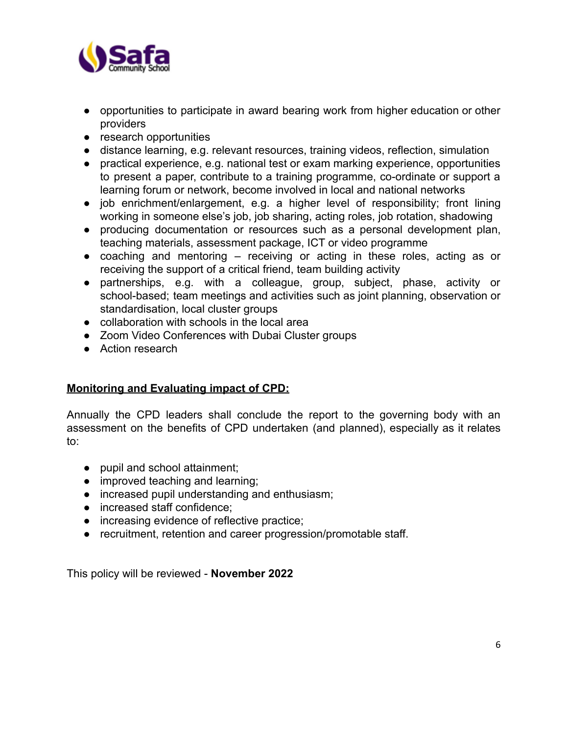- opportunities to participate in award bearing work from higher education or other providers
- research opportunities
- distance learning, e.g. relevant resources, training videos, reflection, simulation
- practical experience, e.g. national test or exam marking experience, opportunities to present a paper, contribute to a training programme, co-ordinate or support a learning forum or network, become involved in local and national networks
- job enrichment/enlargement, e.g. a higher level of responsibility; front lining working in someone else's job, job sharing, acting roles, job rotation, shadowing
- producing documentation or resources such as a personal development plan, teaching materials, assessment package, ICT or video programme
- coaching and mentoring – receiving or acting in these roles, acting as or receiving the support of a critical friend, team building activity
- partnerships, e.g. with a colleague, group, subject, phase, activity or school-based; team meetings and activities such as joint planning, observation or standardisation, local cluster groups
- collaboration with schools in the local area
- Zoom Video Conferences with Dubai Cluster groups
- Action research

## Monitoring and Evaluating impact of CPD:

Annually the CPD leaders shall conclude the report to the governing body with an assessment on the benefits of CPD undertaken (and planned), especially as it relates to:

- pupil and school attainment;
- improved teaching and learning;
- increased pupil understanding and enthusiasm;
- increased staff confidence;
- increasing evidence of reflective practice;
- recruitment, retention and career progression/promotable staff.

This policy will be reviewed - **November 2022**